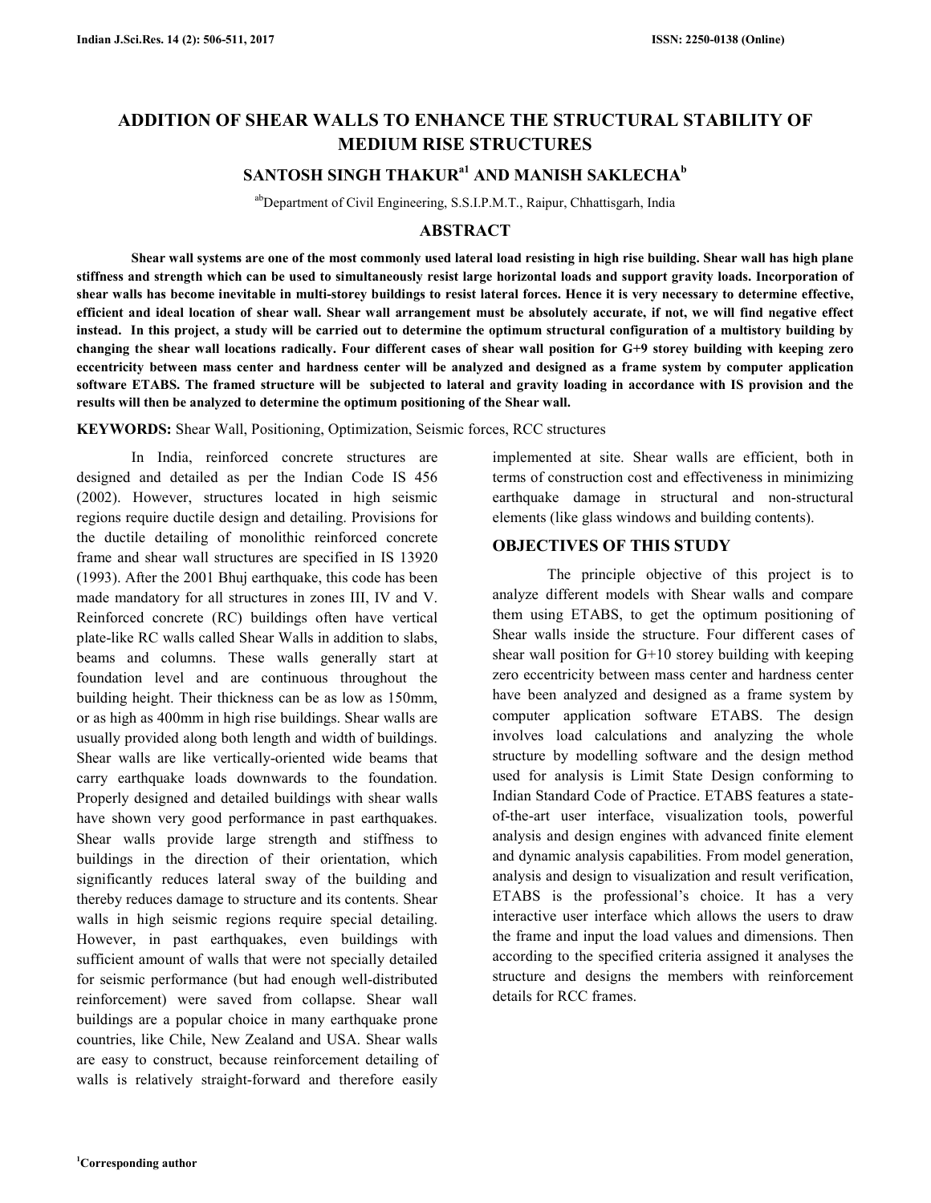# ADDITION OF SHEAR WALLS TO ENHANCE THE STRUCTURAL STABILITY OF MEDIUM RISE STRUCTURES

**SANTOSH SINGH THAKUR[a1] AND MANISH SAKLECHA[b]**

[ab]Department of Civil Engineering, S.S.I.P.M.T., Raipur, Chhattisgarh, India

## ABSTRACT

**Shear wall systems are one of the most commonly used lateral load resisting in high rise building. Shear wall has high plane stiffness and strength which can be used to simultaneously resist large horizontal loads and support gravity loads. Incorporation of shear walls has become inevitable in multi-storey buildings to resist lateral forces. Hence it is very necessary to determine effective, efficient and ideal location of shear wall. Shear wall arrangement must be absolutely accurate, if not, we will find negative effect instead. In this project, a study will be carried out to determine the optimum structural configuration of a multistory building by changing the shear wall locations radically. Four different cases of shear wall position for G+9 storey building with keeping zero eccentricity between mass center and hardness center will be analyzed and designed as a frame system by computer application software ETABS. The framed structure will be subjected to lateral and gravity loading in accordance with IS provision and the results will then be analyzed to determine the optimum positioning of the Shear wall.**

**KEYWORDS:** Shear Wall, Positioning, Optimization, Seismic forces, RCC structures

In India, reinforced concrete structures are designed and detailed as per the Indian Code IS 456 (2002). However, structures located in high seismic regions require ductile design and detailing. Provisions for the ductile detailing of monolithic reinforced concrete frame and shear wall structures are specified in IS 13920 (1993). After the 2001 Bhuj earthquake, this code has been made mandatory for all structures in zones III, IV and V. Reinforced concrete (RC) buildings often have vertical plate-like RC walls called Shear Walls in addition to slabs, beams and columns. These walls generally start at foundation level and are continuous throughout the building height. Their thickness can be as low as 150mm, or as high as 400mm in high rise buildings. Shear walls are usually provided along both length and width of buildings. Shear walls are like vertically-oriented wide beams that carry earthquake loads downwards to the foundation. Properly designed and detailed buildings with shear walls have shown very good performance in past earthquakes. Shear walls provide large strength and stiffness to buildings in the direction of their orientation, which significantly reduces lateral sway of the building and thereby reduces damage to structure and its contents. Shear walls in high seismic regions require special detailing. However, in past earthquakes, even buildings with sufficient amount of walls that were not specially detailed for seismic performance (but had enough well-distributed reinforcement) were saved from collapse. Shear wall buildings are a popular choice in many earthquake prone countries, like Chile, New Zealand and USA. Shear walls are easy to construct, because reinforcement detailing of walls is relatively straight-forward and therefore easily implemented at site. Shear walls are efficient, both in terms of construction cost and effectiveness in minimizing earthquake damage in structural and non-structural elements (like glass windows and building contents).

## OBJECTIVES OF THIS STUDY

The principle objective of this project is to analyze different models with Shear walls and compare them using ETABS, to get the optimum positioning of Shear walls inside the structure. Four different cases of shear wall position for G+10 storey building with keeping zero eccentricity between mass center and hardness center have been analyzed and designed as a frame system by computer application software ETABS. The design involves load calculations and analyzing the whole structure by modelling software and the design method used for analysis is Limit State Design conforming to Indian Standard Code of Practice. ETABS features a state-of-the-art user interface, visualization tools, powerful analysis and design engines with advanced finite element and dynamic analysis capabilities. From model generation, analysis and design to visualization and result verification, ETABS is the professional's choice. It has a very interactive user interface which allows the users to draw the frame and input the load values and dimensions. Then according to the specified criteria assigned it analyses the structure and designs the members with reinforcement details for RCC frames.

[1]Corresponding author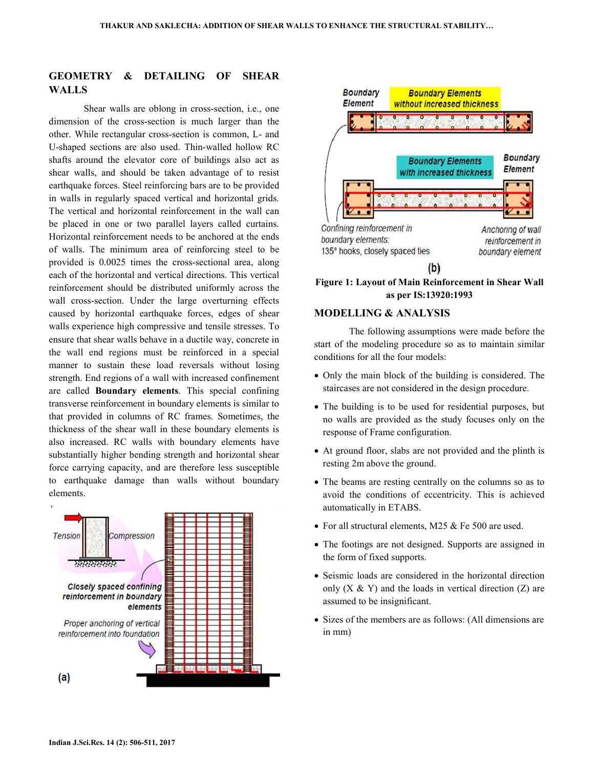## GEOMETRY & DETAILING OF SHEAR WALLS

Shear walls are oblong in cross-section, i.e., one dimension of the cross-section is much larger than the other. While rectangular cross-section is common, L- and U-shaped sections are also used. Thin-walled hollow RC shafts around the elevator core of buildings also act as shear walls, and should be taken advantage of to resist earthquake forces. Steel reinforcing bars are to be provided in walls in regularly spaced vertical and horizontal grids. The vertical and horizontal reinforcement in the wall can be placed in one or two parallel layers called curtains. Horizontal reinforcement needs to be anchored at the ends of walls. The minimum area of reinforcing steel to be provided is 0.0025 times the cross-sectional area, along each of the horizontal and vertical directions. This vertical reinforcement should be distributed uniformly across the wall cross-section. Under the large overturning effects caused by horizontal earthquake forces, edges of shear walls experience high compressive and tensile stresses. To ensure that shear walls behave in a ductile way, concrete in the wall end regions must be reinforced in a special manner to sustain these load reversals without losing strength. End regions of a wall with increased confinement are called **Boundary elements**. This special confining transverse reinforcement in boundary elements is similar to that provided in columns of RC frames. Sometimes, the thickness of the shear wall in these boundary elements is also increased. RC walls with boundary elements have substantially higher bending strength and horizontal shear force carrying capacity, and are therefore less susceptible to earthquake damage than walls without boundary elements.

**Figure 1: Layout of Main Reinforcement in Shear Wall as per IS:13920:1993**

## MODELLING & ANALYSIS

The following assumptions were made before the start of the modeling procedure so as to maintain similar conditions for all the four models:

- Only the main block of the building is considered. The staircases are not considered in the design procedure.
- The building is to be used for residential purposes, but no walls are provided as the study focuses only on the response of Frame configuration.
- At ground floor, slabs are not provided and the plinth is resting 2m above the ground.
- The beams are resting centrally on the columns so as to avoid the conditions of eccentricity. This is achieved automatically in ETABS.
- For all structural elements, M25 & Fe 500 are used.
- The footings are not designed. Supports are assigned in the form of fixed supports.
- Seismic loads are considered in the horizontal direction only (X & Y) and the loads in vertical direction (Z) are assumed to be insignificant.
- Sizes of the members are as follows: (All dimensions are in mm)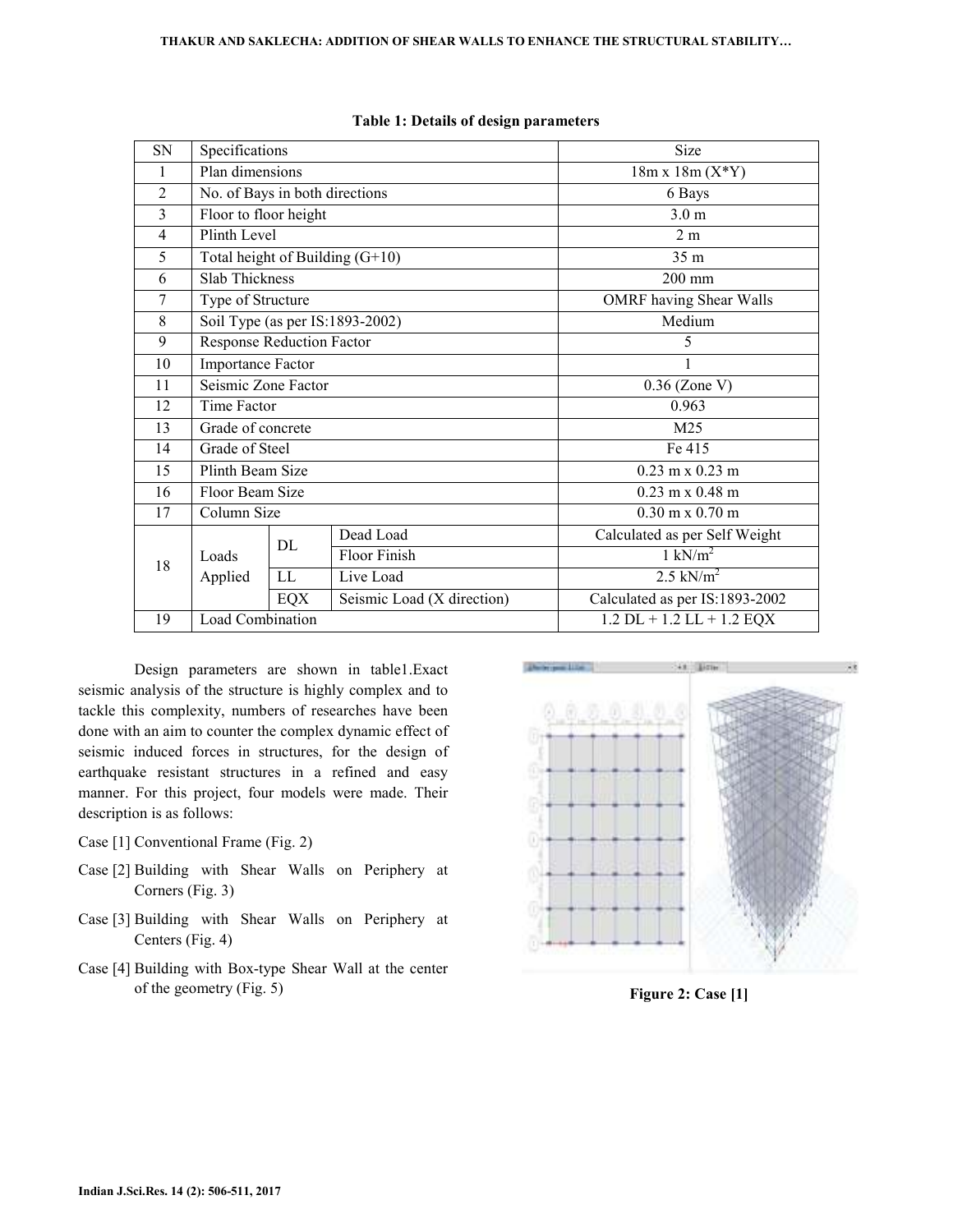**Table 1: Details of design parameters**

| SN | Specifications | | | Size |
|---|---|---|---|---|
| 1 | Plan dimensions | | | 18m x 18m (X*Y) |
| 2 | No. of Bays in both directions | | | 6 Bays |
| 3 | Floor to floor height | | | 3.0 m |
| 4 | Plinth Level | | | 2 m |
| 5 | Total height of Building (G+10) | | | 35 m |
| 6 | Slab Thickness | | | 200 mm |
| 7 | Type of Structure | | | OMRF having Shear Walls |
| 8 | Soil Type (as per IS:1893-2002) | | | Medium |
| 9 | Response Reduction Factor | | | 5 |
| 10 | Importance Factor | | | 1 |
| 11 | Seismic Zone Factor | | | 0.36 (Zone V) |
| 12 | Time Factor | | | 0.963 |
| 13 | Grade of concrete | | | M25 |
| 14 | Grade of Steel | | | Fe 415 |
| 15 | Plinth Beam Size | | | 0.23 m x 0.23 m |
| 16 | Floor Beam Size | | | 0.23 m x 0.48 m |
| 17 | Column Size | | | 0.30 m x 0.70 m |
| 18 | Loads Applied | DL | Dead Load | Calculated as per Self Weight |
| | | | Floor Finish | 1 kN/m$^2$ |
| | | LL | Live Load | 2.5 kN/m$^2$ |
| | | EQX | Seismic Load (X direction) | Calculated as per IS:1893-2002 |
| 19 | Load Combination | | | 1.2 DL + 1.2 LL + 1.2 EQX |

Design parameters are shown in table1.Exact seismic analysis of the structure is highly complex and to tackle this complexity, numbers of researches have been done with an aim to counter the complex dynamic effect of seismic induced forces in structures, for the design of earthquake resistant structures in a refined and easy manner. For this project, four models were made. Their description is as follows:

Case [1] Conventional Frame (Fig. 2)

Case [2] Building with Shear Walls on Periphery at Corners (Fig. 3)

Case [3] Building with Shear Walls on Periphery at Centers (Fig. 4)

Case [4] Building with Box-type Shear Wall at the center of the geometry (Fig. 5)

**Figure 2: Case [1]**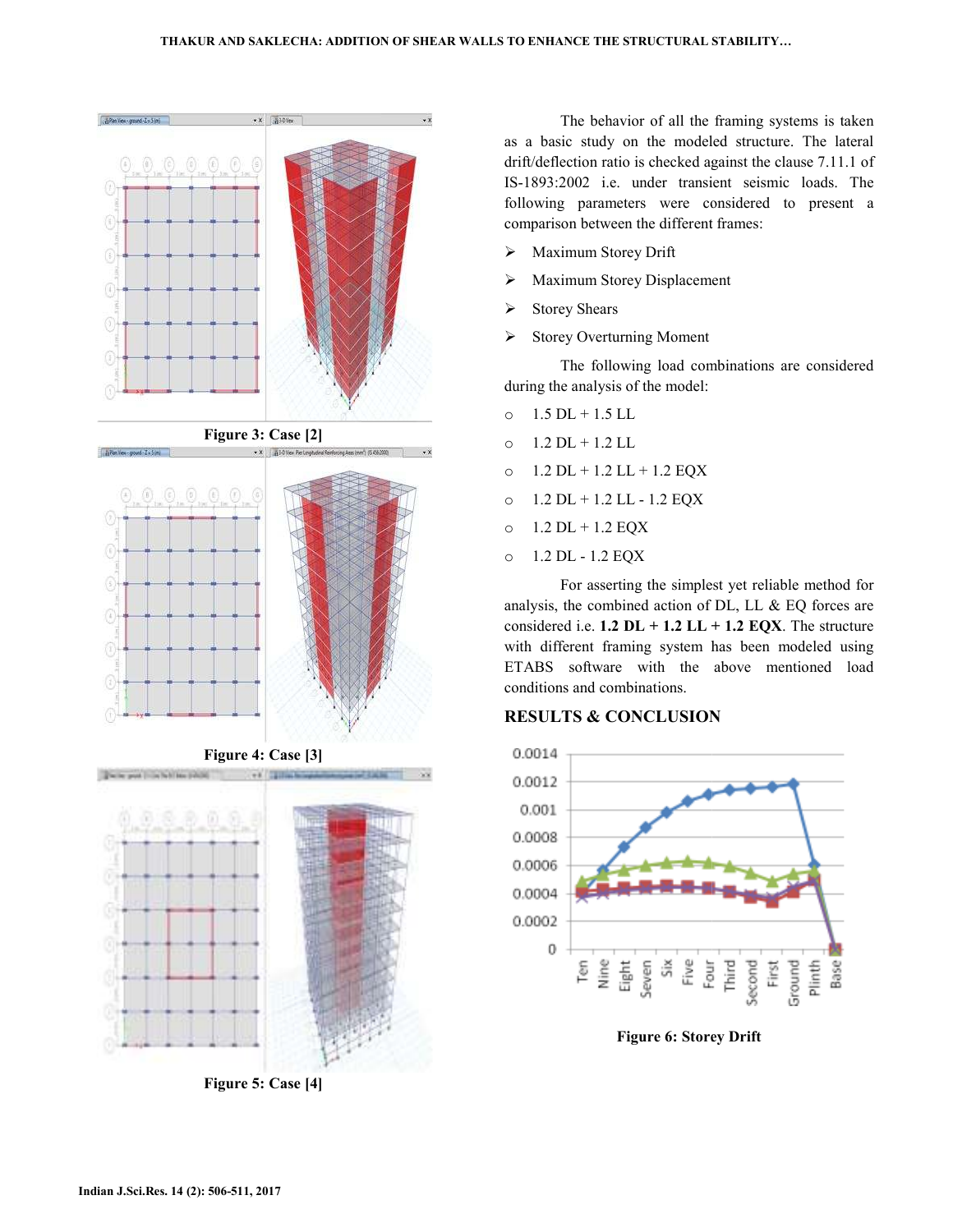Figure 3: Case [2]

Figure 4: Case [3]

Figure 5: Case [4]

The behavior of all the framing systems is taken as a basic study on the modeled structure. The lateral drift/deflection ratio is checked against the clause 7.11.1 of IS-1893:2002 i.e. under transient seismic loads. The following parameters were considered to present a comparison between the different frames:

- Maximum Storey Drift
- Maximum Storey Displacement
- Storey Shears
- Storey Overturning Moment

The following load combinations are considered during the analysis of the model:

- 1.5 DL + 1.5 LL
- 1.2 DL + 1.2 LL
- 1.2 DL + 1.2 LL + 1.2 EQX
- 1.2 DL + 1.2 LL - 1.2 EQX
- 1.2 DL + 1.2 EQX
- 1.2 DL - 1.2 EQX

For asserting the simplest yet reliable method for analysis, the combined action of DL, LL & EQ forces are considered i.e. **1.2 DL + 1.2 LL + 1.2 EQX**. The structure with different framing system has been modeled using ETABS software with the above mentioned load conditions and combinations.

## RESULTS & CONCLUSION

Figure 6: Storey Drift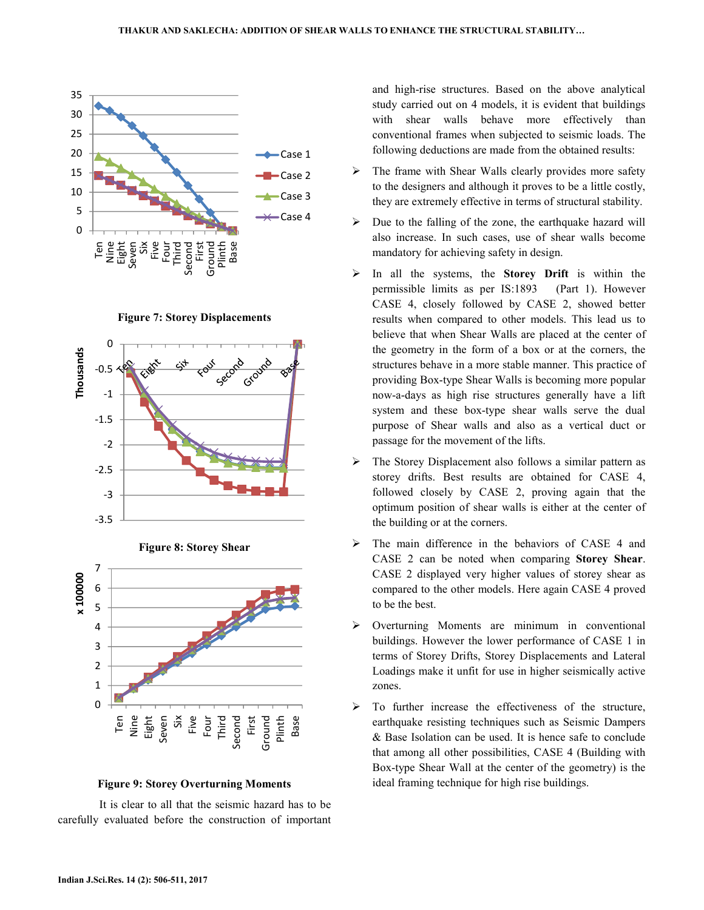Figure 7: Storey Displacements

Figure 8: Storey Shear

Figure 9: Storey Overturning Moments

It is clear to all that the seismic hazard has to be carefully evaluated before the construction of important and high-rise structures. Based on the above analytical study carried out on 4 models, it is evident that buildings with shear walls behave more effectively than conventional frames when subjected to seismic loads. The following deductions are made from the obtained results:

- The frame with Shear Walls clearly provides more safety to the designers and although it proves to be a little costly, they are extremely effective in terms of structural stability.
- Due to the falling of the zone, the earthquake hazard will also increase. In such cases, use of shear walls become mandatory for achieving safety in design.
- In all the systems, the **Storey Drift** is within the permissible limits as per IS:1893 (Part 1). However CASE 4, closely followed by CASE 2, showed better results when compared to other models. This lead us to believe that when Shear Walls are placed at the center of the geometry in the form of a box or at the corners, the structures behave in a more stable manner. This practice of providing Box-type Shear Walls is becoming more popular now-a-days as high rise structures generally have a lift system and these box-type shear walls serve the dual purpose of Shear walls and also as a vertical duct or passage for the movement of the lifts.
- The Storey Displacement also follows a similar pattern as storey drifts. Best results are obtained for CASE 4, followed closely by CASE 2, proving again that the optimum position of shear walls is either at the center of the building or at the corners.
- The main difference in the behaviors of CASE 4 and CASE 2 can be noted when comparing **Storey Shear**. CASE 2 displayed very higher values of storey shear as compared to the other models. Here again CASE 4 proved to be the best.
- Overturning Moments are minimum in conventional buildings. However the lower performance of CASE 1 in terms of Storey Drifts, Storey Displacements and Lateral Loadings make it unfit for use in higher seismically active zones.
- To further increase the effectiveness of the structure, earthquake resisting techniques such as Seismic Dampers & Base Isolation can be used. It is hence safe to conclude that among all other possibilities, CASE 4 (Building with Box-type Shear Wall at the center of the geometry) is the ideal framing technique for high rise buildings.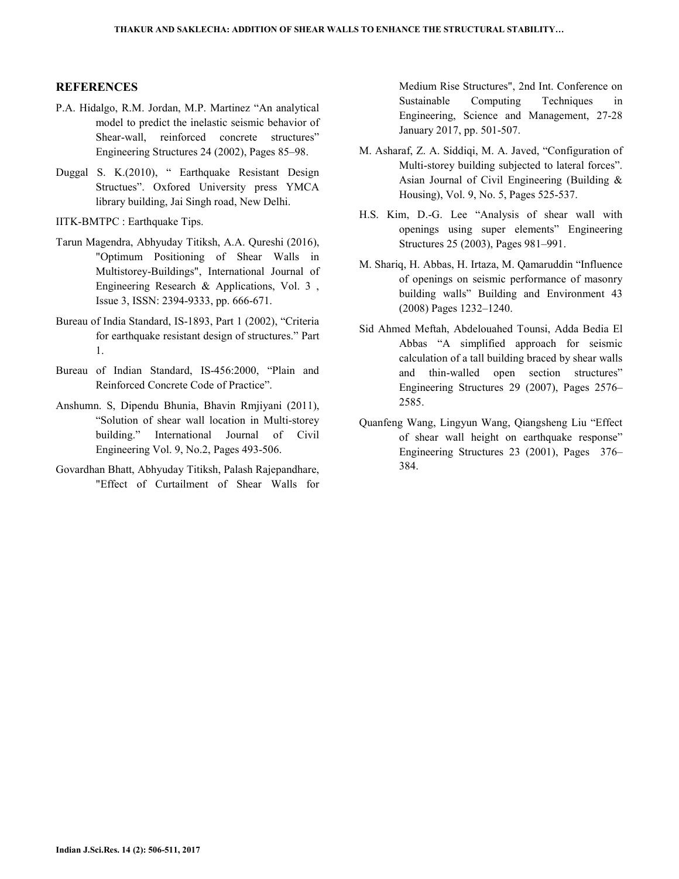## REFERENCES

P.A. Hidalgo, R.M. Jordan, M.P. Martinez "An analytical model to predict the inelastic seismic behavior of Shear-wall, reinforced concrete structures" Engineering Structures 24 (2002), Pages 85–98.

Duggal S. K.(2010), " Earthquake Resistant Design Structues". Oxfored University press YMCA library building, Jai Singh road, New Delhi.

IITK-BMTPC : Earthquake Tips.

Tarun Magendra, Abhyuday Titiksh, A.A. Qureshi (2016), "Optimum Positioning of Shear Walls in Multistorey-Buildings", International Journal of Engineering Research & Applications, Vol. 3 , Issue 3, ISSN: 2394-9333, pp. 666-671.

Bureau of India Standard, IS-1893, Part 1 (2002), "Criteria for earthquake resistant design of structures." Part 1.

Bureau of Indian Standard, IS-456:2000, "Plain and Reinforced Concrete Code of Practice".

Anshumn. S, Dipendu Bhunia, Bhavin Rmjiyani (2011), "Solution of shear wall location in Multi-storey building." International Journal of Civil Engineering Vol. 9, No.2, Pages 493-506.

Govardhan Bhatt, Abhyuday Titiksh, Palash Rajepandhare, "Effect of Curtailment of Shear Walls for Medium Rise Structures", 2nd Int. Conference on Sustainable Computing Techniques in Engineering, Science and Management, 27-28 January 2017, pp. 501-507.

M. Asharaf, Z. A. Siddiqi, M. A. Javed, "Configuration of Multi-storey building subjected to lateral forces". Asian Journal of Civil Engineering (Building & Housing), Vol. 9, No. 5, Pages 525-537.

H.S. Kim, D.-G. Lee "Analysis of shear wall with openings using super elements" Engineering Structures 25 (2003), Pages 981–991.

M. Shariq, H. Abbas, H. Irtaza, M. Qamaruddin "Influence of openings on seismic performance of masonry building walls" Building and Environment 43 (2008) Pages 1232–1240.

Sid Ahmed Meftah, Abdelouahed Tounsi, Adda Bedia El Abbas "A simplified approach for seismic calculation of a tall building braced by shear walls and thin-walled open section structures" Engineering Structures 29 (2007), Pages 2576–2585.

Quanfeng Wang, Lingyun Wang, Qiangsheng Liu "Effect of shear wall height on earthquake response" Engineering Structures 23 (2001), Pages 376–384.